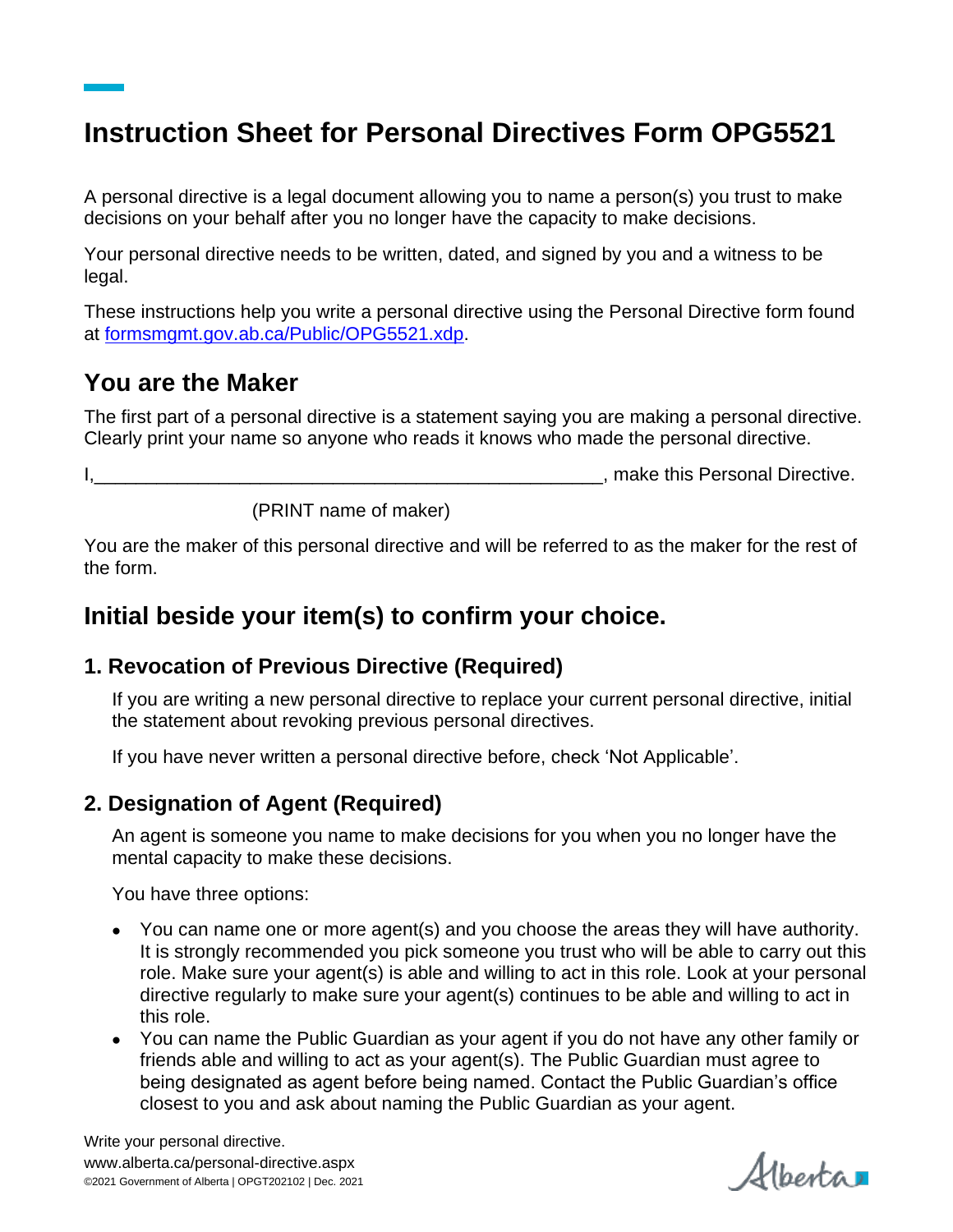# Instruction Sheet for Personal Directives Form OPG5521

A personal directive is a legal document allowing you to name a person(s) you trust to make decisions on your behalf after you no longer have the capacity to make decisions.

Your personal directive needs to be written, dated, and signed by you and a witness to be legal.

These instructions help you write a personal directive using the Personal Directive form found at [formsmgmt.gov.ab.ca/Public/OPG5521.xdp](formsmgmt.gov.ab.ca/Public/OPG5521.xdp).

## You are the Maker

The first part of a personal directive is a statement saying you are making a personal directive. Clearly print your name so anyone who reads it knows who made the personal directive.

I,_________________________________________________, make this Personal Directive.

(PRINT name of maker)

You are the maker of this personal directive and will be referred to as the maker for the rest of the form.

## Initial beside your item(s) to confirm your choice.

### 1. Revocation of Previous Directive (Required)

If you are writing a new personal directive to replace your current personal directive, initial the statement about revoking previous personal directives.

If you have never written a personal directive before, check 'Not Applicable'.

### 2. Designation of Agent (Required)

An agent is someone you name to make decisions for you when you no longer have the mental capacity to make these decisions.

You have three options:

- You can name one or more agent(s) and you choose the areas they will have authority. It is strongly recommended you pick someone you trust who will be able to carry out this role. Make sure your agent(s) is able and willing to act in this role. Look at your personal directive regularly to make sure your agent(s) continues to be able and willing to act in this role.
- You can name the Public Guardian as your agent if you do not have any other family or friends able and willing to act as your agent(s). The Public Guardian must agree to being designated as agent before being named. Contact the Public Guardian's office closest to you and ask about naming the Public Guardian as your agent.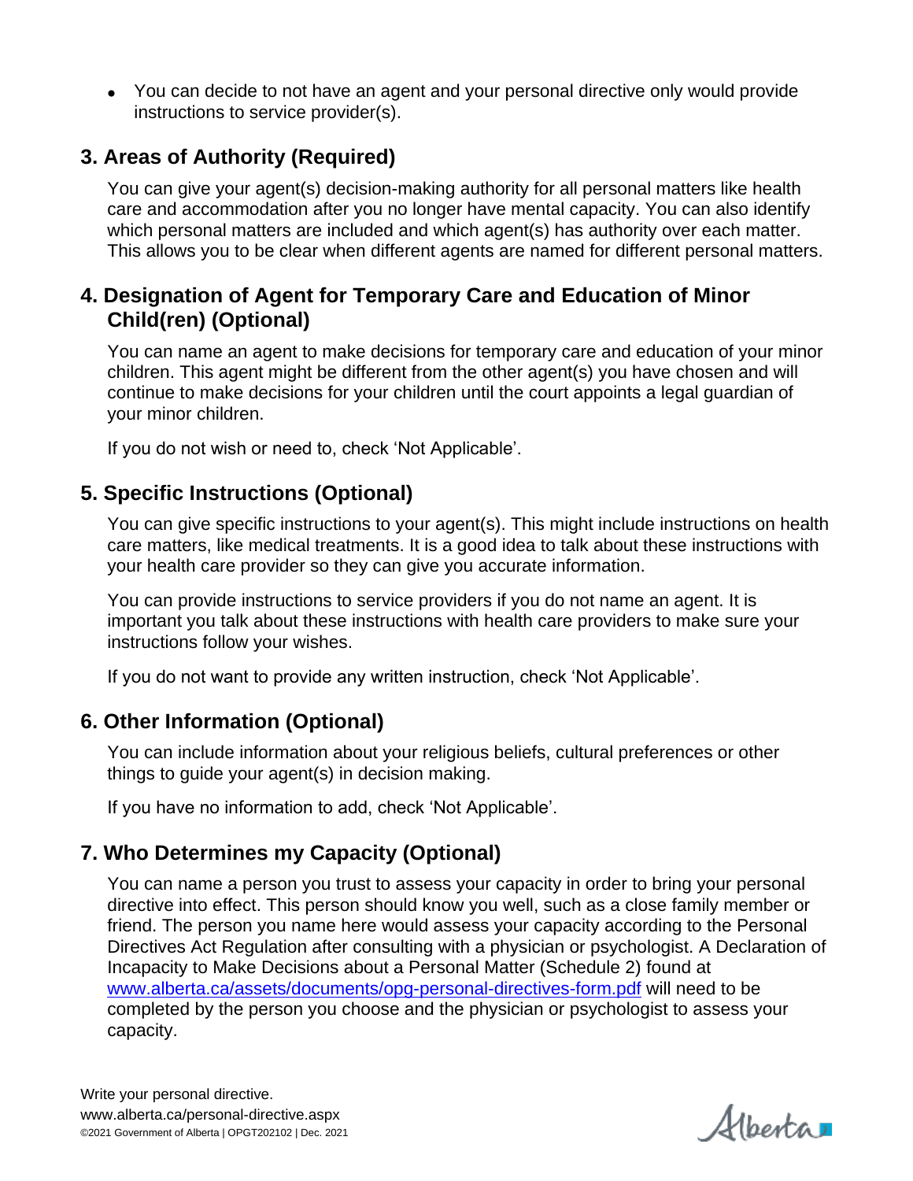- You can decide to not have an agent and your personal directive only would provide instructions to service provider(s).

## 3. Areas of Authority (Required)

You can give your agent(s) decision-making authority for all personal matters like health care and accommodation after you no longer have mental capacity. You can also identify which personal matters are included and which agent(s) has authority over each matter. This allows you to be clear when different agents are named for different personal matters.

## 4. Designation of Agent for Temporary Care and Education of Minor Child(ren) (Optional)

You can name an agent to make decisions for temporary care and education of your minor children. This agent might be different from the other agent(s) you have chosen and will continue to make decisions for your children until the court appoints a legal guardian of your minor children.

If you do not wish or need to, check 'Not Applicable'.

## 5. Specific Instructions (Optional)

You can give specific instructions to your agent(s). This might include instructions on health care matters, like medical treatments. It is a good idea to talk about these instructions with your health care provider so they can give you accurate information.

You can provide instructions to service providers if you do not name an agent. It is important you talk about these instructions with health care providers to make sure your instructions follow your wishes.

If you do not want to provide any written instruction, check 'Not Applicable'.

## 6. Other Information (Optional)

You can include information about your religious beliefs, cultural preferences or other things to guide your agent(s) in decision making.

If you have no information to add, check 'Not Applicable'.

## 7. Who Determines my Capacity (Optional)

You can name a person you trust to assess your capacity in order to bring your personal directive into effect. This person should know you well, such as a close family member or friend. The person you name here would assess your capacity according to the Personal Directives Act Regulation after consulting with a physician or psychologist. A Declaration of Incapacity to Make Decisions about a Personal Matter (Schedule 2) found at [www.alberta.ca/assets/documents/opg-personal-directives-form.pdf](http://www.alberta.ca/assets/documents/opg-personal-directives-form.pdf) will need to be completed by the person you choose and the physician or psychologist to assess your capacity.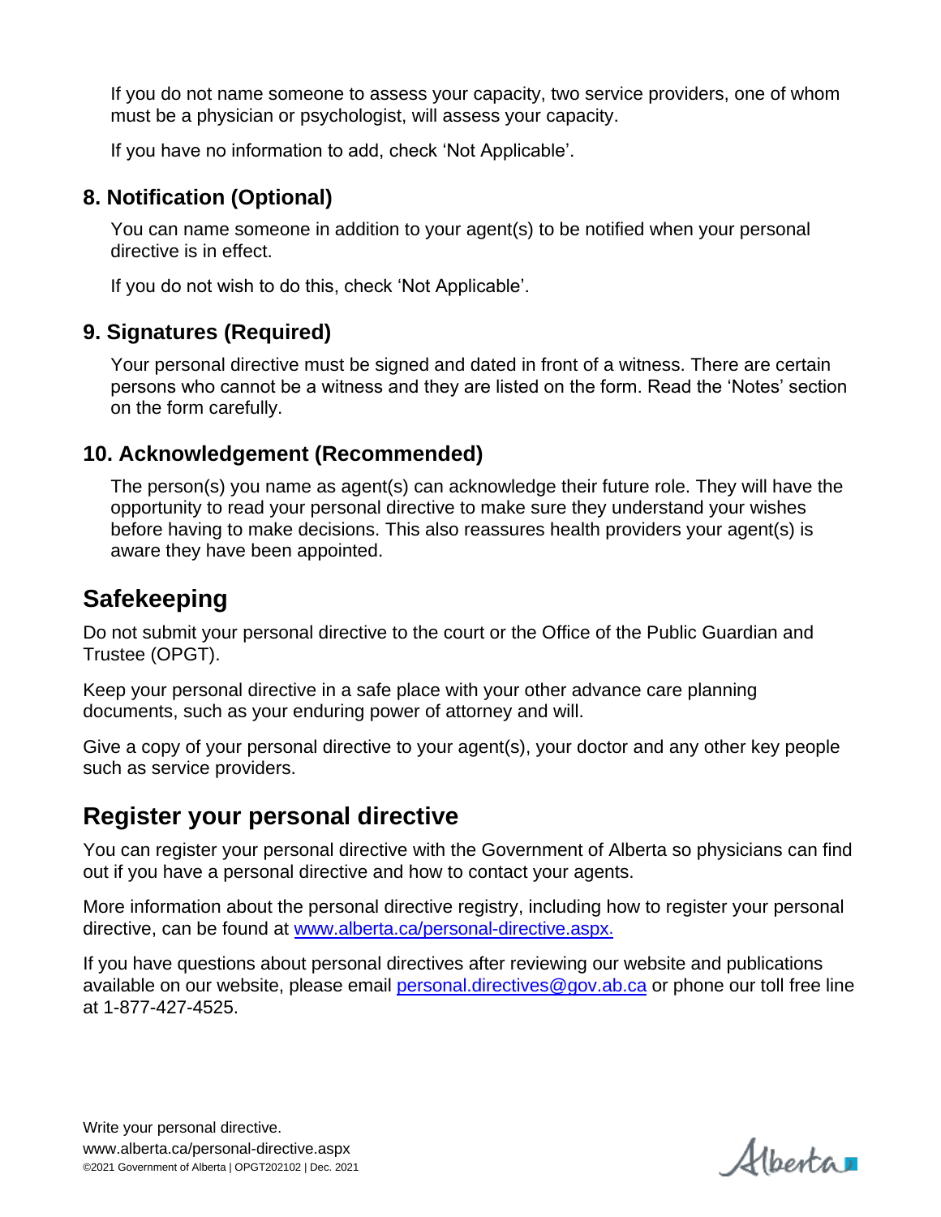If you do not name someone to assess your capacity, two service providers, one of whom must be a physician or psychologist, will assess your capacity.

If you have no information to add, check 'Not Applicable'.

### 8. Notification (Optional)

You can name someone in addition to your agent(s) to be notified when your personal directive is in effect.

If you do not wish to do this, check 'Not Applicable'.

### 9. Signatures (Required)

Your personal directive must be signed and dated in front of a witness. There are certain persons who cannot be a witness and they are listed on the form. Read the 'Notes' section on the form carefully.

### 10. Acknowledgement (Recommended)

The person(s) you name as agent(s) can acknowledge their future role. They will have the opportunity to read your personal directive to make sure they understand your wishes before having to make decisions. This also reassures health providers your agent(s) is aware they have been appointed.

## Safekeeping

Do not submit your personal directive to the court or the Office of the Public Guardian and Trustee (OPGT).

Keep your personal directive in a safe place with your other advance care planning documents, such as your enduring power of attorney and will.

Give a copy of your personal directive to your agent(s), your doctor and any other key people such as service providers.

## Register your personal directive

You can register your personal directive with the Government of Alberta so physicians can find out if you have a personal directive and how to contact your agents.

More information about the personal directive registry, including how to register your personal directive, can be found at www.alberta.ca/personal-directive.aspx.

If you have questions about personal directives after reviewing our website and publications available on our website, please email personal.directives@gov.ab.ca or phone our toll free line at 1-877-427-4525.

Write your personal directive.
www.alberta.ca/personal-directive.aspx
©2021 Government of Alberta | OPGT202102 | Dec. 2021